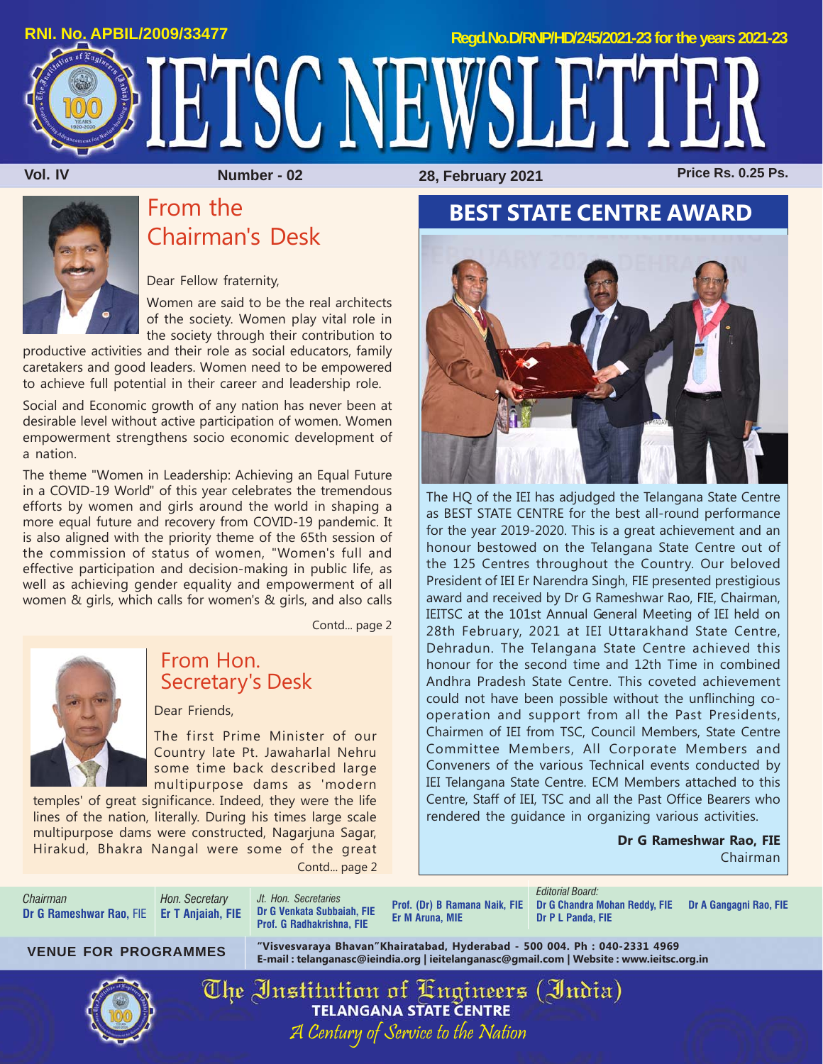RNI. No. APBIL/2009/33477

Regd.No.D/RNP/HD/245/2021-23 for the years 2021-23

# IETSC NEWSLETTER

**Vol. IV** | **Number - 02** | **28, February 2021** | **Price Rs. 0.25 Ps.**

## From the Chairman's Desk

Dear Fellow fraternity,

Women are said to be the real architects of the society. Women play vital role in the society through their contribution to productive activities and their role as social educators, family caretakers and good leaders. Women need to be empowered to achieve full potential in their career and leadership role.

Social and Economic growth of any nation has never been at desirable level without active participation of women. Women empowerment strengthens socio economic development of a nation.

The theme "Women in Leadership: Achieving an Equal Future in a COVID-19 World" of this year celebrates the tremendous efforts by women and girls around the world in shaping a more equal future and recovery from COVID-19 pandemic. It is also aligned with the priority theme of the 65th session of the commission of status of women, "Women's full and effective participation and decision-making in public life, as well as achieving gender equality and empowerment of all women & girls, which calls for women's & girls, and also calls

Contd... page 2

## From Hon. Secretary's Desk

Dear Friends,

The first Prime Minister of our Country late Pt. Jawaharlal Nehru some time back described large multipurpose dams as 'modern temples' of great significance. Indeed, they were the life lines of the nation, literally. During his times large scale multipurpose dams were constructed, Nagarjuna Sagar, Hirakud, Bhakra Nangal were some of the great

Contd... page 2

## BEST STATE CENTRE AWARD

The HQ of the IEI has adjudged the Telangana State Centre as BEST STATE CENTRE for the best all-round performance for the year 2019-2020. This is a great achievement and an honour bestowed on the Telangana State Centre out of the 125 Centres throughout the Country. Our beloved President of IEI Er Narendra Singh, FIE presented prestigious award and received by Dr G Rameshwar Rao, FIE, Chairman, IEITSC at the 101st Annual General Meeting of IEI held on 28th February, 2021 at IEI Uttarakhand State Centre, Dehradun. The Telangana State Centre achieved this honour for the second time and 12th Time in combined Andhra Pradesh State Centre. This coveted achievement could not have been possible without the unflinching co-operation and support from all the Past Presidents, Chairmen of IEI from TSC, Council Members, State Centre Committee Members, All Corporate Members and Conveners of the various Technical events conducted by IEI Telangana State Centre. ECM Members attached to this Centre, Staff of IEI, TSC and all the Past Office Bearers who rendered the guidance in organizing various activities.

**Dr G Rameshwar Rao, FIE**
Chairman

---

*Chairman*
**Dr G Rameshwar Rao,** FIE

*Hon. Secretary*
**Er T Anjaiah, FIE**

*Jt. Hon. Secretaries*
**Dr G Venkata Subbaiah, FIE**
**Prof. G Radhakrishna, FIE**

*Editorial Board:*
**Prof. (Dr) B Ramana Naik, FIE**
**Er M Aruna, MIE**
**Dr G Chandra Mohan Reddy, FIE**
**Dr P L Panda, FIE**
**Dr A Gangagni Rao, FIE**

**VENUE FOR PROGRAMMES**
**"Visvesvaraya Bhavan" Khairatabad, Hyderabad - 500 004. Ph : 040-2331 4969**
**E-mail : telanganasc@ieindia.org | ieitelanganasc@gmail.com | Website : www.ieitsc.org.in**

The Institution of Engineers (India)
**TELANGANA STATE CENTRE**
*A Century of Service to the Nation*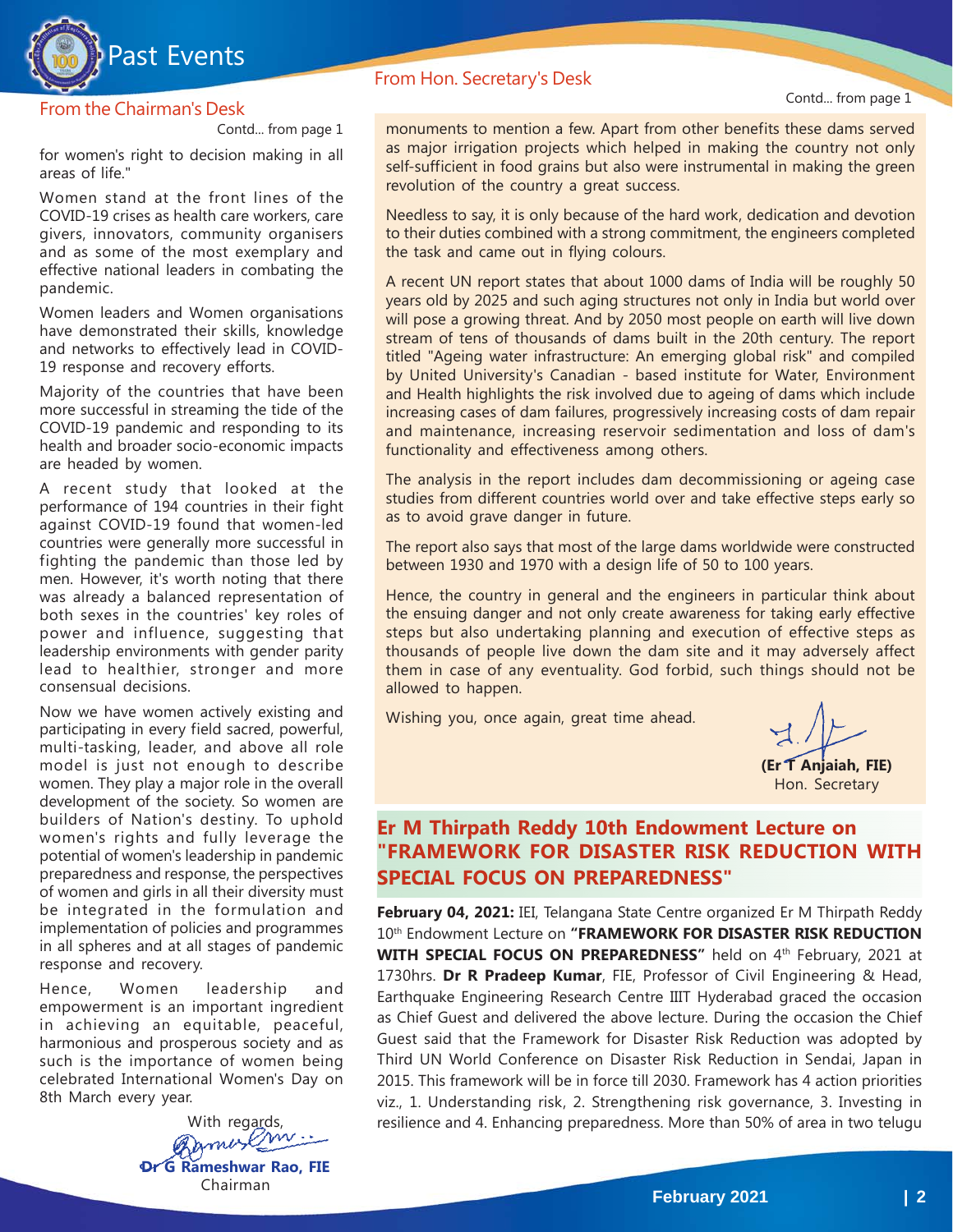# Past Events

## From the Chairman's Desk

Contd... from page 1

for women's right to decision making in all areas of life."

Women stand at the front lines of the COVID-19 crises as health care workers, care givers, innovators, community organisers and as some of the most exemplary and effective national leaders in combating the pandemic.

Women leaders and Women organisations have demonstrated their skills, knowledge and networks to effectively lead in COVID-19 response and recovery efforts.

Majority of the countries that have been more successful in streaming the tide of the COVID-19 pandemic and responding to its health and broader socio-economic impacts are headed by women.

A recent study that looked at the performance of 194 countries in their fight against COVID-19 found that women-led countries were generally more successful in fighting the pandemic than those led by men. However, it's worth noting that there was already a balanced representation of both sexes in the countries' key roles of power and influence, suggesting that leadership environments with gender parity lead to healthier, stronger and more consensual decisions.

Now we have women actively existing and participating in every field sacred, powerful, multi-tasking, leader, and above all role model is just not enough to describe women. They play a major role in the overall development of the society. So women are builders of Nation's destiny. To uphold women's rights and fully leverage the potential of women's leadership in pandemic preparedness and response, the perspectives of women and girls in all their diversity must be integrated in the formulation and implementation of policies and programmes in all spheres and at all stages of pandemic response and recovery.

Hence, Women leadership and empowerment is an important ingredient in achieving an equitable, peaceful, harmonious and prosperous society and as such is the importance of women being celebrated International Women's Day on 8th March every year.

With regards,

**Dr G Rameshwar Rao, FIE**
Chairman

## From Hon. Secretary's Desk

Contd... from page 1

monuments to mention a few. Apart from other benefits these dams served as major irrigation projects which helped in making the country not only self-sufficient in food grains but also were instrumental in making the green revolution of the country a great success.

Needless to say, it is only because of the hard work, dedication and devotion to their duties combined with a strong commitment, the engineers completed the task and came out in flying colours.

A recent UN report states that about 1000 dams of India will be roughly 50 years old by 2025 and such aging structures not only in India but world over will pose a growing threat. And by 2050 most people on earth will live down stream of tens of thousands of dams built in the 20th century. The report titled "Ageing water infrastructure: An emerging global risk" and compiled by United University's Canadian - based institute for Water, Environment and Health highlights the risk involved due to ageing of dams which include increasing cases of dam failures, progressively increasing costs of dam repair and maintenance, increasing reservoir sedimentation and loss of dam's functionality and effectiveness among others.

The analysis in the report includes dam decommissioning or ageing case studies from different countries world over and take effective steps early so as to avoid grave danger in future.

The report also says that most of the large dams worldwide were constructed between 1930 and 1970 with a design life of 50 to 100 years.

Hence, the country in general and the engineers in particular think about the ensuing danger and not only create awareness for taking early effective steps but also undertaking planning and execution of effective steps as thousands of people live down the dam site and it may adversely affect them in case of any eventuality. God forbid, such things should not be allowed to happen.

Wishing you, once again, great time ahead.

**(Er T Anjaiah, FIE)**
Hon. Secretary

## Er M Thirpath Reddy 10th Endowment Lecture on "FRAMEWORK FOR DISASTER RISK REDUCTION WITH SPECIAL FOCUS ON PREPAREDNESS"

**February 04, 2021:** IEI, Telangana State Centre organized Er M Thirpath Reddy 10th Endowment Lecture on **"FRAMEWORK FOR DISASTER RISK REDUCTION WITH SPECIAL FOCUS ON PREPAREDNESS"** held on 4th February, 2021 at 1730hrs. **Dr R Pradeep Kumar**, FIE, Professor of Civil Engineering & Head, Earthquake Engineering Research Centre IIIT Hyderabad graced the occasion as Chief Guest and delivered the above lecture. During the occasion the Chief Guest said that the Framework for Disaster Risk Reduction was adopted by Third UN World Conference on Disaster Risk Reduction in Sendai, Japan in 2015. This framework will be in force till 2030. Framework has 4 action priorities viz., 1. Understanding risk, 2. Strengthening risk governance, 3. Investing in resilience and 4. Enhancing preparedness. More than 50% of area in two telugu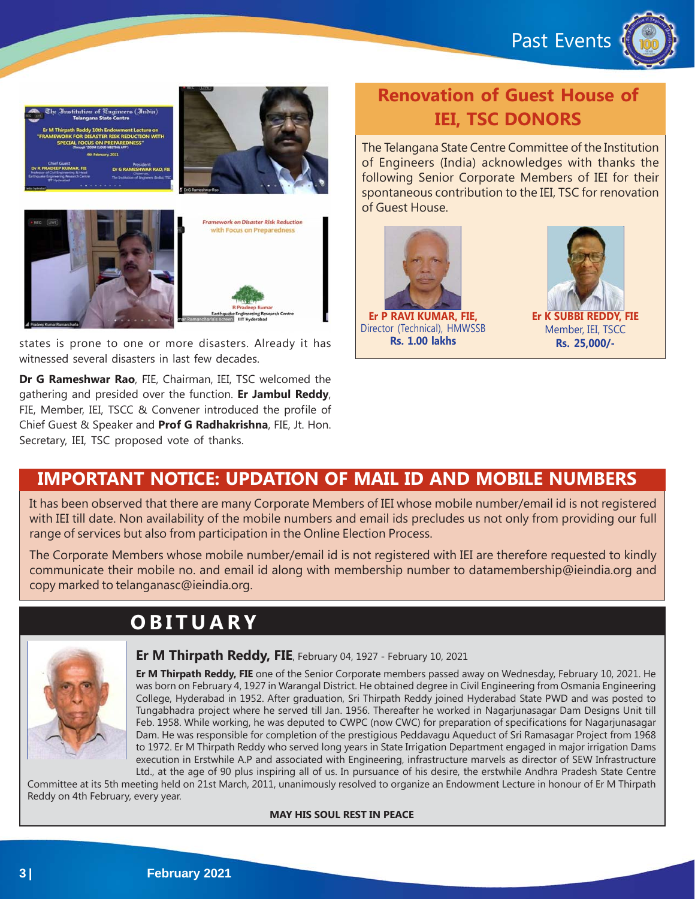states is prone to one or more disasters. Already it has witnessed several disasters in last few decades.

**Dr G Rameshwar Rao**, FIE, Chairman, IEI, TSC welcomed the gathering and presided over the function. **Er Jambul Reddy**, FIE, Member, IEI, TSCC & Convener introduced the profile of Chief Guest & Speaker and **Prof G Radhakrishna**, FIE, Jt. Hon. Secretary, IEI, TSC proposed vote of thanks.

## Renovation of Guest House of IEI, TSC DONORS

The Telangana State Centre Committee of the Institution of Engineers (India) acknowledges with thanks the following Senior Corporate Members of IEI for their spontaneous contribution to the IEI, TSC for renovation of Guest House.

**Er P RAVI KUMAR, FIE,**
Director (Technical), HMWSSB
**Rs. 1.00 lakhs**

**Er K SUBBI REDDY, FIE**
Member, IEI, TSCC
**Rs. 25,000/-**

## IMPORTANT NOTICE: UPDATION OF MAIL ID AND MOBILE NUMBERS

It has been observed that there are many Corporate Members of IEI whose mobile number/email id is not registered with IEI till date. Non availability of the mobile numbers and email ids precludes us not only from providing our full range of services but also from participation in the Online Election Process.

The Corporate Members whose mobile number/email id is not registered with IEI are therefore requested to kindly communicate their mobile no. and email id along with membership number to datamembership@ieindia.org and copy marked to telanganasc@ieindia.org.

## OBITUARY

### Er M Thirpath Reddy, FIE, February 04, 1927 - February 10, 2021

**Er M Thirpath Reddy, FIE** one of the Senior Corporate members passed away on Wednesday, February 10, 2021. He was born on February 4, 1927 in Warangal District. He obtained degree in Civil Engineering from Osmania Engineering College, Hyderabad in 1952. After graduation, Sri Thirpath Reddy joined Hyderabad State PWD and was posted to Tungabhadra project where he served till Jan. 1956. Thereafter he worked in Nagarjunasagar Dam Designs Unit till Feb. 1958. While working, he was deputed to CWPC (now CWC) for preparation of specifications for Nagarjunasagar Dam. He was responsible for completion of the prestigious Peddavagu Aqueduct of Sri Ramasagar Project from 1968 to 1972. Er M Thirpath Reddy who served long years in State Irrigation Department engaged in major irrigation Dams execution in Erstwhile A.P and associated with Engineering, infrastructure marvels as director of SEW Infrastructure Ltd., at the age of 90 plus inspiring all of us. In pursuance of his desire, the erstwhile Andhra Pradesh State Centre Committee at its 5th meeting held on 21st March, 2011, unanimously resolved to organize an Endowment Lecture in honour of Er M Thirpath Reddy on 4th February, every year.

**MAY HIS SOUL REST IN PEACE**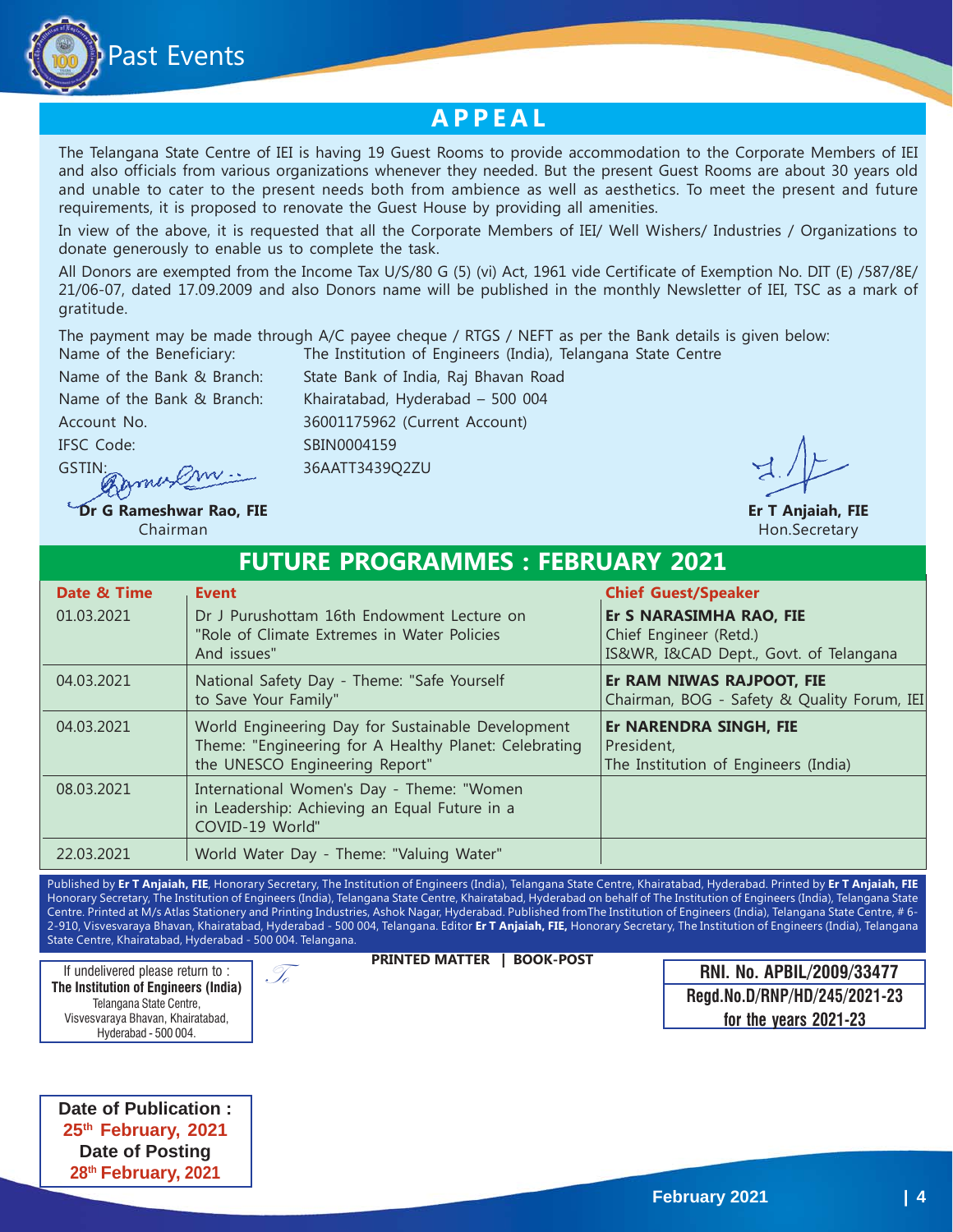## APPEAL

The Telangana State Centre of IEI is having 19 Guest Rooms to provide accommodation to the Corporate Members of IEI and also officials from various organizations whenever they needed. But the present Guest Rooms are about 30 years old and unable to cater to the present needs both from ambience as well as aesthetics. To meet the present and future requirements, it is proposed to renovate the Guest House by providing all amenities.

In view of the above, it is requested that all the Corporate Members of IEI/ Well Wishers/ Industries / Organizations to donate generously to enable us to complete the task.

All Donors are exempted from the Income Tax U/S/80 G (5) (vi) Act, 1961 vide Certificate of Exemption No. DIT (E) /587/8E/ 21/06-07, dated 17.09.2009 and also Donors name will be published in the monthly Newsletter of IEI, TSC as a mark of gratitude.

The payment may be made through A/C payee cheque / RTGS / NEFT as per the Bank details is given below:

| | |
|---|---|
| Name of the Beneficiary: | The Institution of Engineers (India), Telangana State Centre |
| Name of the Bank & Branch: | State Bank of India, Raj Bhavan Road |
| Name of the Bank & Branch: | Khairatabad, Hyderabad – 500 004 |
| Account No. | 36001175962 (Current Account) |
| IFSC Code: | SBIN0004159 |
| GSTIN: | 36AATT3439Q2ZU |

**Dr G Rameshwar Rao, FIE**
Chairman

**Er T Anjaiah, FIE**
Hon.Secretary

## FUTURE PROGRAMMES : FEBRUARY 2021

| Date & Time | Event | Chief Guest/Speaker |
|---|---|---|
| 01.03.2021 | Dr J Purushottam 16th Endowment Lecture on "Role of Climate Extremes in Water Policies And issues" | **Er S NARASIMHA RAO, FIE** Chief Engineer (Retd.) IS&WR, I&CAD Dept., Govt. of Telangana |
| 04.03.2021 | National Safety Day - Theme: "Safe Yourself to Save Your Family" | **Er RAM NIWAS RAJPOOT, FIE** Chairman, BOG - Safety & Quality Forum, IEI |
| 04.03.2021 | World Engineering Day for Sustainable Development Theme: "Engineering for A Healthy Planet: Celebrating the UNESCO Engineering Report" | **Er NARENDRA SINGH, FIE** President, The Institution of Engineers (India) |
| 08.03.2021 | International Women's Day - Theme: "Women in Leadership: Achieving an Equal Future in a COVID-19 World" | |
| 22.03.2021 | World Water Day - Theme: "Valuing Water" | |

Published by **Er T Anjaiah, FIE**, Honorary Secretary, The Institution of Engineers (India), Telangana State Centre, Khairatabad, Hyderabad. Printed by **Er T Anjaiah, FIE** Honorary Secretary, The Institution of Engineers (India), Telangana State Centre, Khairatabad, Hyderabad on behalf of The Institution of Engineers (India), Telangana State Centre. Printed at M/s Atlas Stationery and Printing Industries, Ashok Nagar, Hyderabad. Published fromThe Institution of Engineers (India), Telangana State Centre, # 6-2-910, Visvesvaraya Bhavan, Khairatabad, Hyderabad - 500 004, Telangana. Editor **Er T Anjaiah, FIE,** Honorary Secretary, The Institution of Engineers (India), Telangana State Centre, Khairatabad, Hyderabad - 500 004. Telangana.

If undelivered please return to :
**The Institution of Engineers (India)**
Telangana State Centre,
Visvesvaraya Bhavan, Khairatabad,
Hyderabad - 500 004.

*To*

**PRINTED MATTER | BOOK-POST**

**RNI. No. APBIL/2009/33477**
**Regd.No.D/RNP/HD/245/2021-23**
**for the years 2021-23**

**Date of Publication :**
**25th February, 2021**
**Date of Posting**
**28th February, 2021**